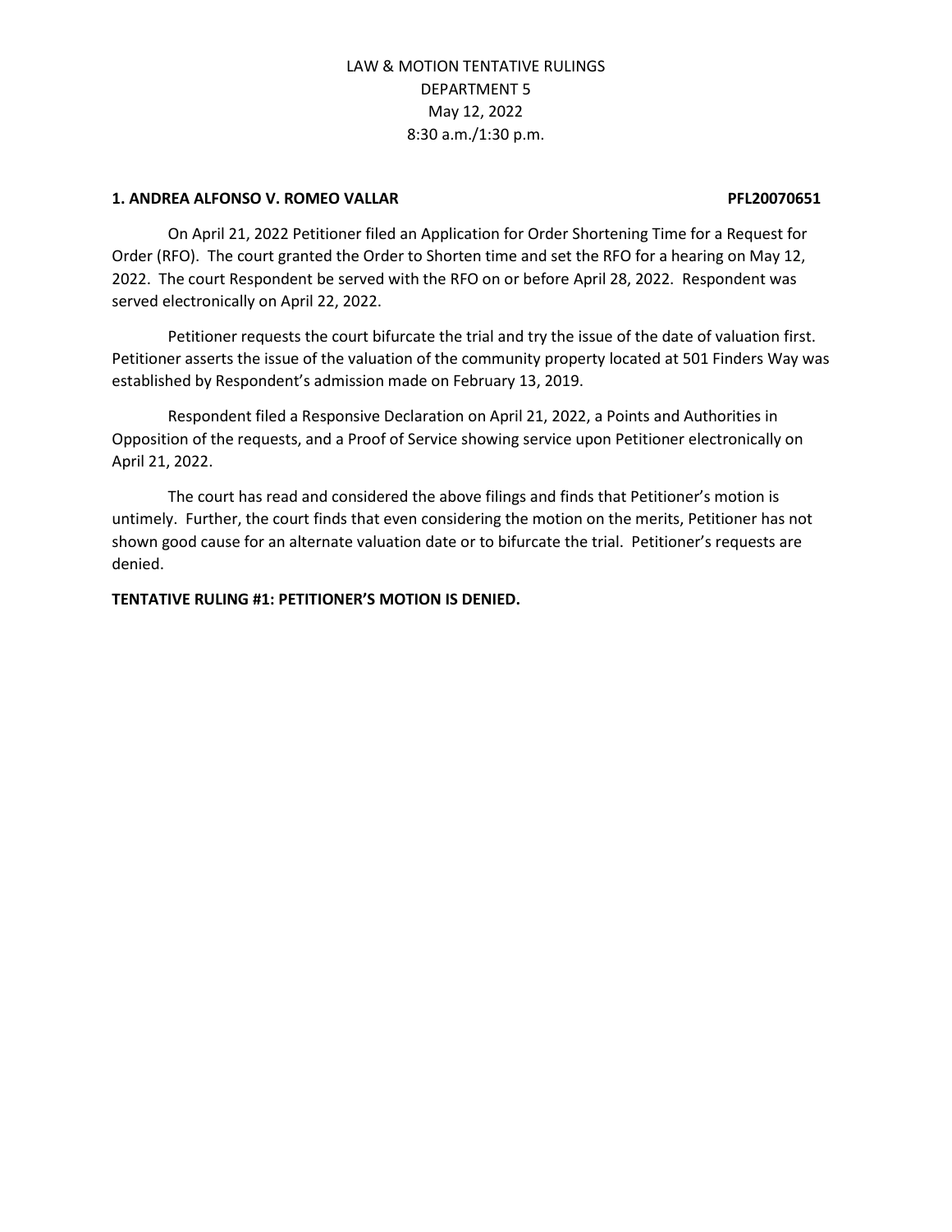LAW & MOTION TENTATIVE RULINGS
DEPARTMENT 5
May 12, 2022
8:30 a.m./1:30 p.m.

**1. ANDREA ALFONSO V. ROMEO VALLAR** **PFL20070651**

On April 21, 2022 Petitioner filed an Application for Order Shortening Time for a Request for Order (RFO). The court granted the Order to Shorten time and set the RFO for a hearing on May 12, 2022. The court Respondent be served with the RFO on or before April 28, 2022. Respondent was served electronically on April 22, 2022.

Petitioner requests the court bifurcate the trial and try the issue of the date of valuation first. Petitioner asserts the issue of the valuation of the community property located at 501 Finders Way was established by Respondent's admission made on February 13, 2019.

Respondent filed a Responsive Declaration on April 21, 2022, a Points and Authorities in Opposition of the requests, and a Proof of Service showing service upon Petitioner electronically on April 21, 2022.

The court has read and considered the above filings and finds that Petitioner's motion is untimely. Further, the court finds that even considering the motion on the merits, Petitioner has not shown good cause for an alternate valuation date or to bifurcate the trial. Petitioner's requests are denied.

**TENTATIVE RULING #1: PETITIONER'S MOTION IS DENIED.**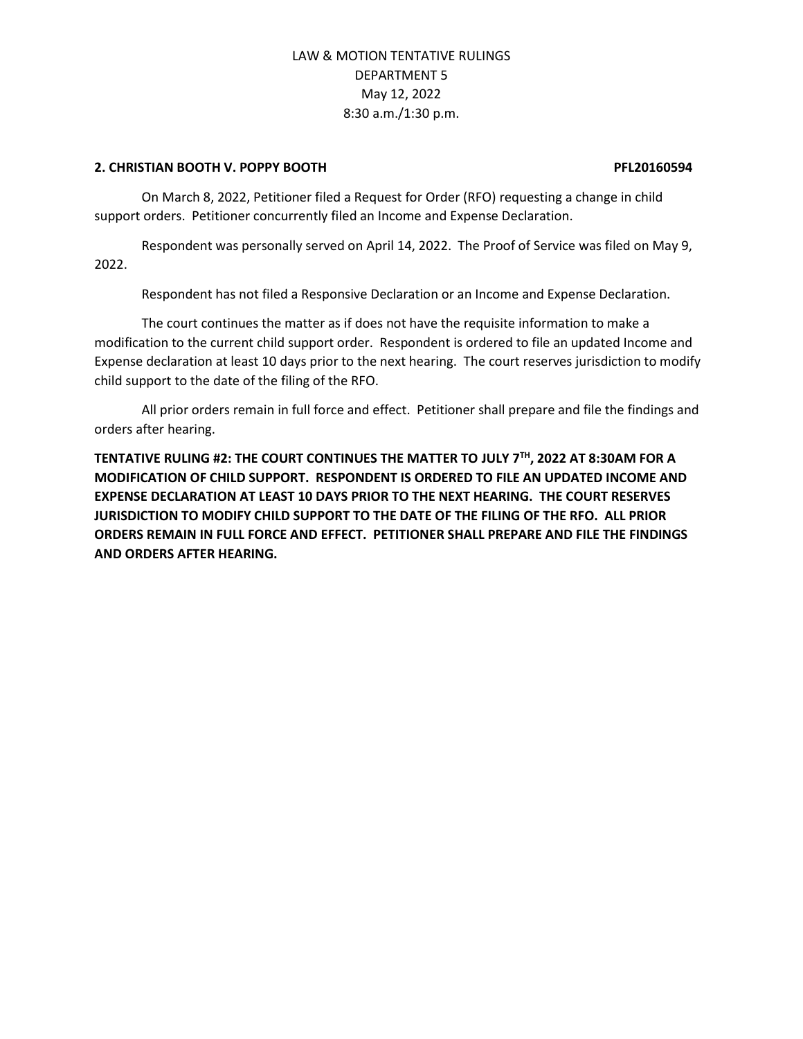**2. CHRISTIAN BOOTH V. POPPY BOOTH PFL20160594**

On March 8, 2022, Petitioner filed a Request for Order (RFO) requesting a change in child support orders. Petitioner concurrently filed an Income and Expense Declaration.

Respondent was personally served on April 14, 2022. The Proof of Service was filed on May 9, 2022.

Respondent has not filed a Responsive Declaration or an Income and Expense Declaration.

The court continues the matter as if does not have the requisite information to make a modification to the current child support order. Respondent is ordered to file an updated Income and Expense declaration at least 10 days prior to the next hearing. The court reserves jurisdiction to modify child support to the date of the filing of the RFO.

All prior orders remain in full force and effect. Petitioner shall prepare and file the findings and orders after hearing.

**TENTATIVE RULING #2: THE COURT CONTINUES THE MATTER TO JULY 7TH, 2022 AT 8:30AM FOR A MODIFICATION OF CHILD SUPPORT. RESPONDENT IS ORDERED TO FILE AN UPDATED INCOME AND EXPENSE DECLARATION AT LEAST 10 DAYS PRIOR TO THE NEXT HEARING. THE COURT RESERVES JURISDICTION TO MODIFY CHILD SUPPORT TO THE DATE OF THE FILING OF THE RFO. ALL PRIOR ORDERS REMAIN IN FULL FORCE AND EFFECT. PETITIONER SHALL PREPARE AND FILE THE FINDINGS AND ORDERS AFTER HEARING.**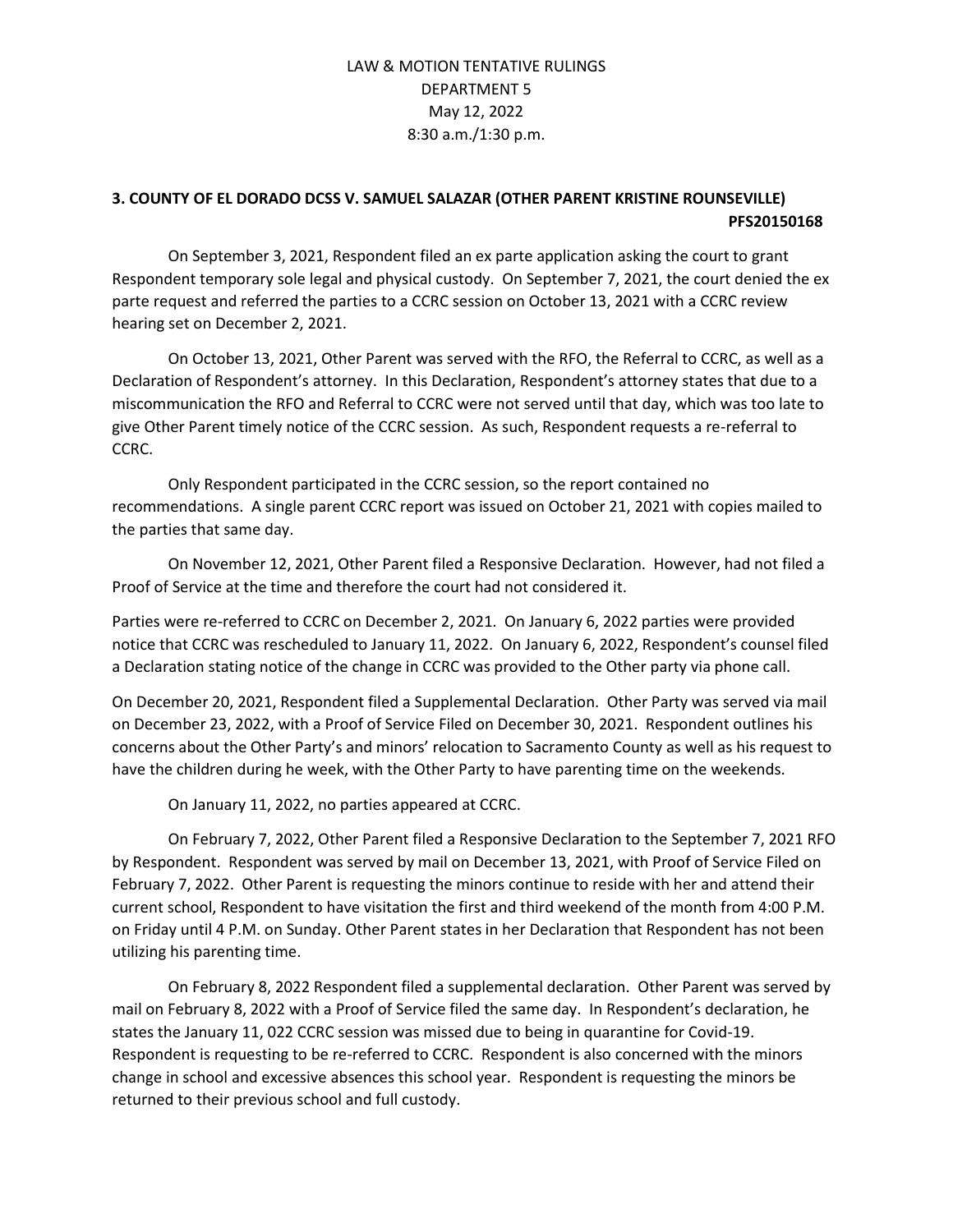LAW & MOTION TENTATIVE RULINGS
DEPARTMENT 5
May 12, 2022
8:30 a.m./1:30 p.m.

**3. COUNTY OF EL DORADO DCSS V. SAMUEL SALAZAR (OTHER PARENT KRISTINE ROUNSEVILLE) PFS20150168**

On September 3, 2021, Respondent filed an ex parte application asking the court to grant Respondent temporary sole legal and physical custody. On September 7, 2021, the court denied the ex parte request and referred the parties to a CCRC session on October 13, 2021 with a CCRC review hearing set on December 2, 2021.

On October 13, 2021, Other Parent was served with the RFO, the Referral to CCRC, as well as a Declaration of Respondent's attorney. In this Declaration, Respondent's attorney states that due to a miscommunication the RFO and Referral to CCRC were not served until that day, which was too late to give Other Parent timely notice of the CCRC session. As such, Respondent requests a re-referral to CCRC.

Only Respondent participated in the CCRC session, so the report contained no recommendations. A single parent CCRC report was issued on October 21, 2021 with copies mailed to the parties that same day.

On November 12, 2021, Other Parent filed a Responsive Declaration. However, had not filed a Proof of Service at the time and therefore the court had not considered it.

Parties were re-referred to CCRC on December 2, 2021. On January 6, 2022 parties were provided notice that CCRC was rescheduled to January 11, 2022. On January 6, 2022, Respondent's counsel filed a Declaration stating notice of the change in CCRC was provided to the Other party via phone call.

On December 20, 2021, Respondent filed a Supplemental Declaration. Other Party was served via mail on December 23, 2022, with a Proof of Service Filed on December 30, 2021. Respondent outlines his concerns about the Other Party's and minors' relocation to Sacramento County as well as his request to have the children during he week, with the Other Party to have parenting time on the weekends.

On January 11, 2022, no parties appeared at CCRC.

On February 7, 2022, Other Parent filed a Responsive Declaration to the September 7, 2021 RFO by Respondent. Respondent was served by mail on December 13, 2021, with Proof of Service Filed on February 7, 2022. Other Parent is requesting the minors continue to reside with her and attend their current school, Respondent to have visitation the first and third weekend of the month from 4:00 P.M. on Friday until 4 P.M. on Sunday. Other Parent states in her Declaration that Respondent has not been utilizing his parenting time.

On February 8, 2022 Respondent filed a supplemental declaration. Other Parent was served by mail on February 8, 2022 with a Proof of Service filed the same day. In Respondent's declaration, he states the January 11, 022 CCRC session was missed due to being in quarantine for Covid-19. Respondent is requesting to be re-referred to CCRC. Respondent is also concerned with the minors change in school and excessive absences this school year. Respondent is requesting the minors be returned to their previous school and full custody.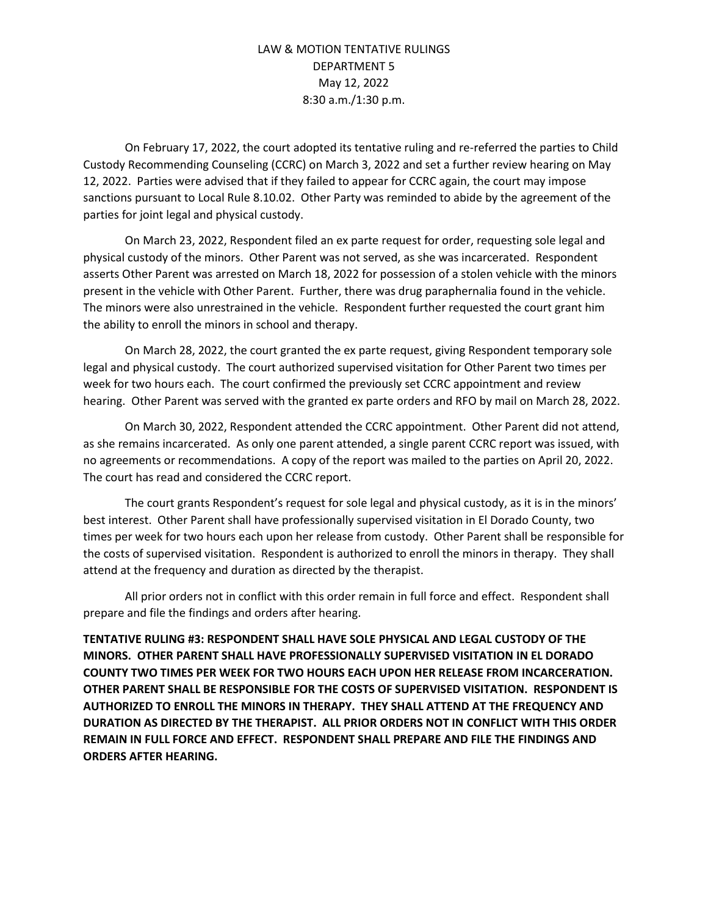LAW & MOTION TENTATIVE RULINGS
DEPARTMENT 5
May 12, 2022
8:30 a.m./1:30 p.m.

On February 17, 2022, the court adopted its tentative ruling and re-referred the parties to Child Custody Recommending Counseling (CCRC) on March 3, 2022 and set a further review hearing on May 12, 2022. Parties were advised that if they failed to appear for CCRC again, the court may impose sanctions pursuant to Local Rule 8.10.02. Other Party was reminded to abide by the agreement of the parties for joint legal and physical custody.

On March 23, 2022, Respondent filed an ex parte request for order, requesting sole legal and physical custody of the minors. Other Parent was not served, as she was incarcerated. Respondent asserts Other Parent was arrested on March 18, 2022 for possession of a stolen vehicle with the minors present in the vehicle with Other Parent. Further, there was drug paraphernalia found in the vehicle. The minors were also unrestrained in the vehicle. Respondent further requested the court grant him the ability to enroll the minors in school and therapy.

On March 28, 2022, the court granted the ex parte request, giving Respondent temporary sole legal and physical custody. The court authorized supervised visitation for Other Parent two times per week for two hours each. The court confirmed the previously set CCRC appointment and review hearing. Other Parent was served with the granted ex parte orders and RFO by mail on March 28, 2022.

On March 30, 2022, Respondent attended the CCRC appointment. Other Parent did not attend, as she remains incarcerated. As only one parent attended, a single parent CCRC report was issued, with no agreements or recommendations. A copy of the report was mailed to the parties on April 20, 2022. The court has read and considered the CCRC report.

The court grants Respondent's request for sole legal and physical custody, as it is in the minors' best interest. Other Parent shall have professionally supervised visitation in El Dorado County, two times per week for two hours each upon her release from custody. Other Parent shall be responsible for the costs of supervised visitation. Respondent is authorized to enroll the minors in therapy. They shall attend at the frequency and duration as directed by the therapist.

All prior orders not in conflict with this order remain in full force and effect. Respondent shall prepare and file the findings and orders after hearing.

**TENTATIVE RULING #3: RESPONDENT SHALL HAVE SOLE PHYSICAL AND LEGAL CUSTODY OF THE MINORS. OTHER PARENT SHALL HAVE PROFESSIONALLY SUPERVISED VISITATION IN EL DORADO COUNTY TWO TIMES PER WEEK FOR TWO HOURS EACH UPON HER RELEASE FROM INCARCERATION. OTHER PARENT SHALL BE RESPONSIBLE FOR THE COSTS OF SUPERVISED VISITATION. RESPONDENT IS AUTHORIZED TO ENROLL THE MINORS IN THERAPY. THEY SHALL ATTEND AT THE FREQUENCY AND DURATION AS DIRECTED BY THE THERAPIST. ALL PRIOR ORDERS NOT IN CONFLICT WITH THIS ORDER REMAIN IN FULL FORCE AND EFFECT. RESPONDENT SHALL PREPARE AND FILE THE FINDINGS AND ORDERS AFTER HEARING.**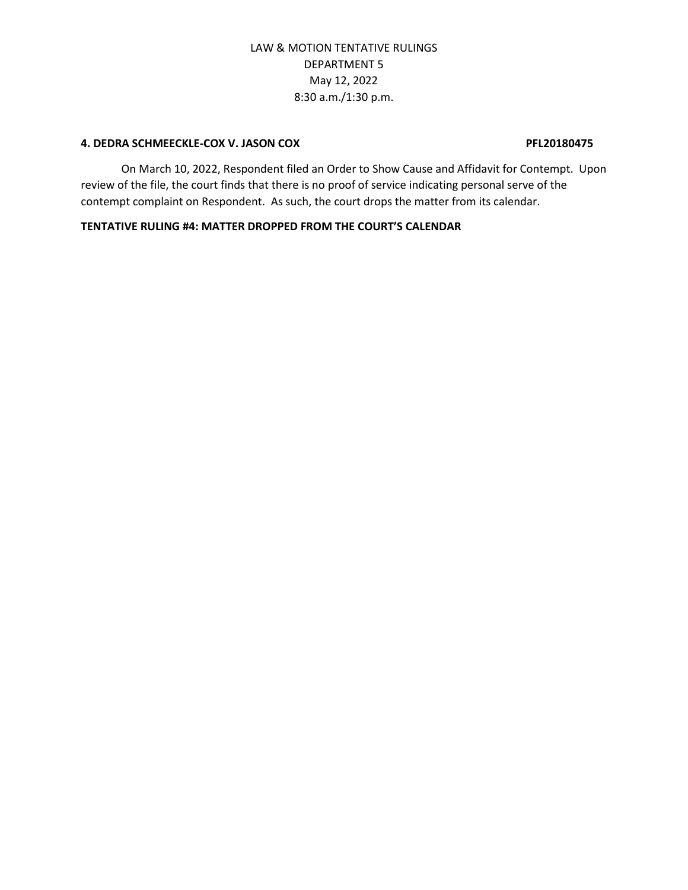LAW & MOTION TENTATIVE RULINGS
DEPARTMENT 5
May 12, 2022
8:30 a.m./1:30 p.m.

**4. DEDRA SCHMEECKLE-COX V. JASON COX PFL20180475**

On March 10, 2022, Respondent filed an Order to Show Cause and Affidavit for Contempt. Upon review of the file, the court finds that there is no proof of service indicating personal serve of the contempt complaint on Respondent. As such, the court drops the matter from its calendar.

**TENTATIVE RULING #4: MATTER DROPPED FROM THE COURT'S CALENDAR**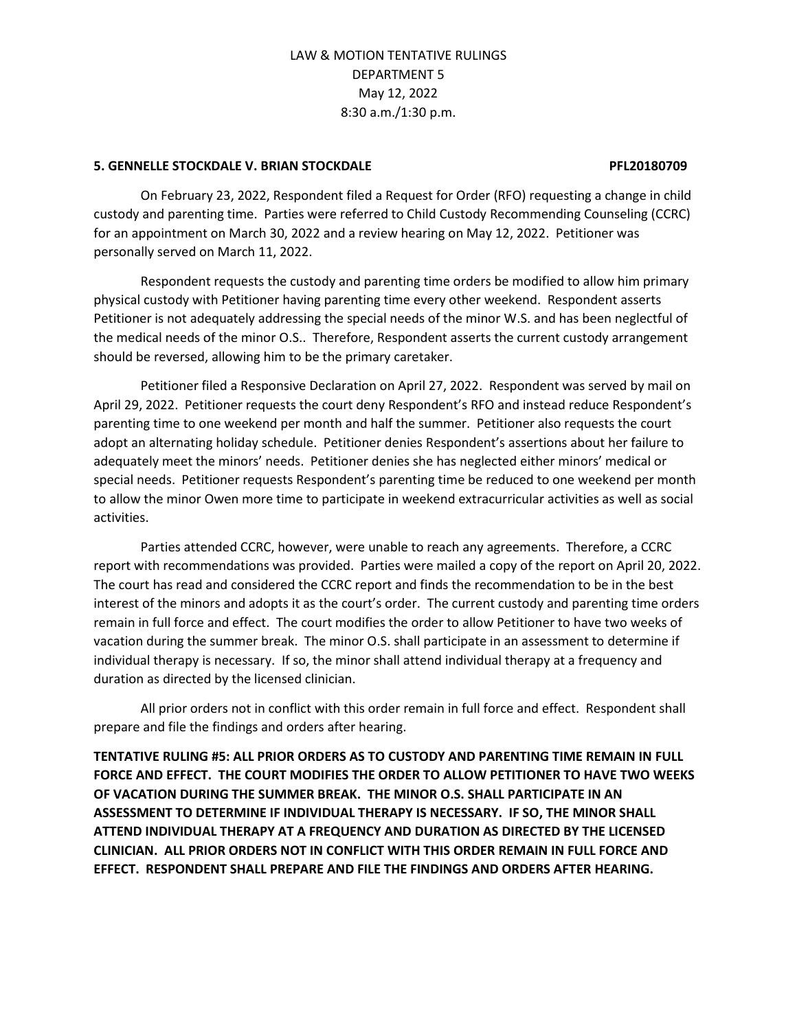LAW & MOTION TENTATIVE RULINGS
DEPARTMENT 5
May 12, 2022
8:30 a.m./1:30 p.m.

**5. GENNELLE STOCKDALE V. BRIAN STOCKDALE PFL20180709**

On February 23, 2022, Respondent filed a Request for Order (RFO) requesting a change in child custody and parenting time. Parties were referred to Child Custody Recommending Counseling (CCRC) for an appointment on March 30, 2022 and a review hearing on May 12, 2022. Petitioner was personally served on March 11, 2022.

Respondent requests the custody and parenting time orders be modified to allow him primary physical custody with Petitioner having parenting time every other weekend. Respondent asserts Petitioner is not adequately addressing the special needs of the minor W.S. and has been neglectful of the medical needs of the minor O.S.. Therefore, Respondent asserts the current custody arrangement should be reversed, allowing him to be the primary caretaker.

Petitioner filed a Responsive Declaration on April 27, 2022. Respondent was served by mail on April 29, 2022. Petitioner requests the court deny Respondent's RFO and instead reduce Respondent's parenting time to one weekend per month and half the summer. Petitioner also requests the court adopt an alternating holiday schedule. Petitioner denies Respondent's assertions about her failure to adequately meet the minors' needs. Petitioner denies she has neglected either minors' medical or special needs. Petitioner requests Respondent's parenting time be reduced to one weekend per month to allow the minor Owen more time to participate in weekend extracurricular activities as well as social activities.

Parties attended CCRC, however, were unable to reach any agreements. Therefore, a CCRC report with recommendations was provided. Parties were mailed a copy of the report on April 20, 2022. The court has read and considered the CCRC report and finds the recommendation to be in the best interest of the minors and adopts it as the court's order. The current custody and parenting time orders remain in full force and effect. The court modifies the order to allow Petitioner to have two weeks of vacation during the summer break. The minor O.S. shall participate in an assessment to determine if individual therapy is necessary. If so, the minor shall attend individual therapy at a frequency and duration as directed by the licensed clinician.

All prior orders not in conflict with this order remain in full force and effect. Respondent shall prepare and file the findings and orders after hearing.

**TENTATIVE RULING #5: ALL PRIOR ORDERS AS TO CUSTODY AND PARENTING TIME REMAIN IN FULL FORCE AND EFFECT. THE COURT MODIFIES THE ORDER TO ALLOW PETITIONER TO HAVE TWO WEEKS OF VACATION DURING THE SUMMER BREAK. THE MINOR O.S. SHALL PARTICIPATE IN AN ASSESSMENT TO DETERMINE IF INDIVIDUAL THERAPY IS NECESSARY. IF SO, THE MINOR SHALL ATTEND INDIVIDUAL THERAPY AT A FREQUENCY AND DURATION AS DIRECTED BY THE LICENSED CLINICIAN. ALL PRIOR ORDERS NOT IN CONFLICT WITH THIS ORDER REMAIN IN FULL FORCE AND EFFECT. RESPONDENT SHALL PREPARE AND FILE THE FINDINGS AND ORDERS AFTER HEARING.**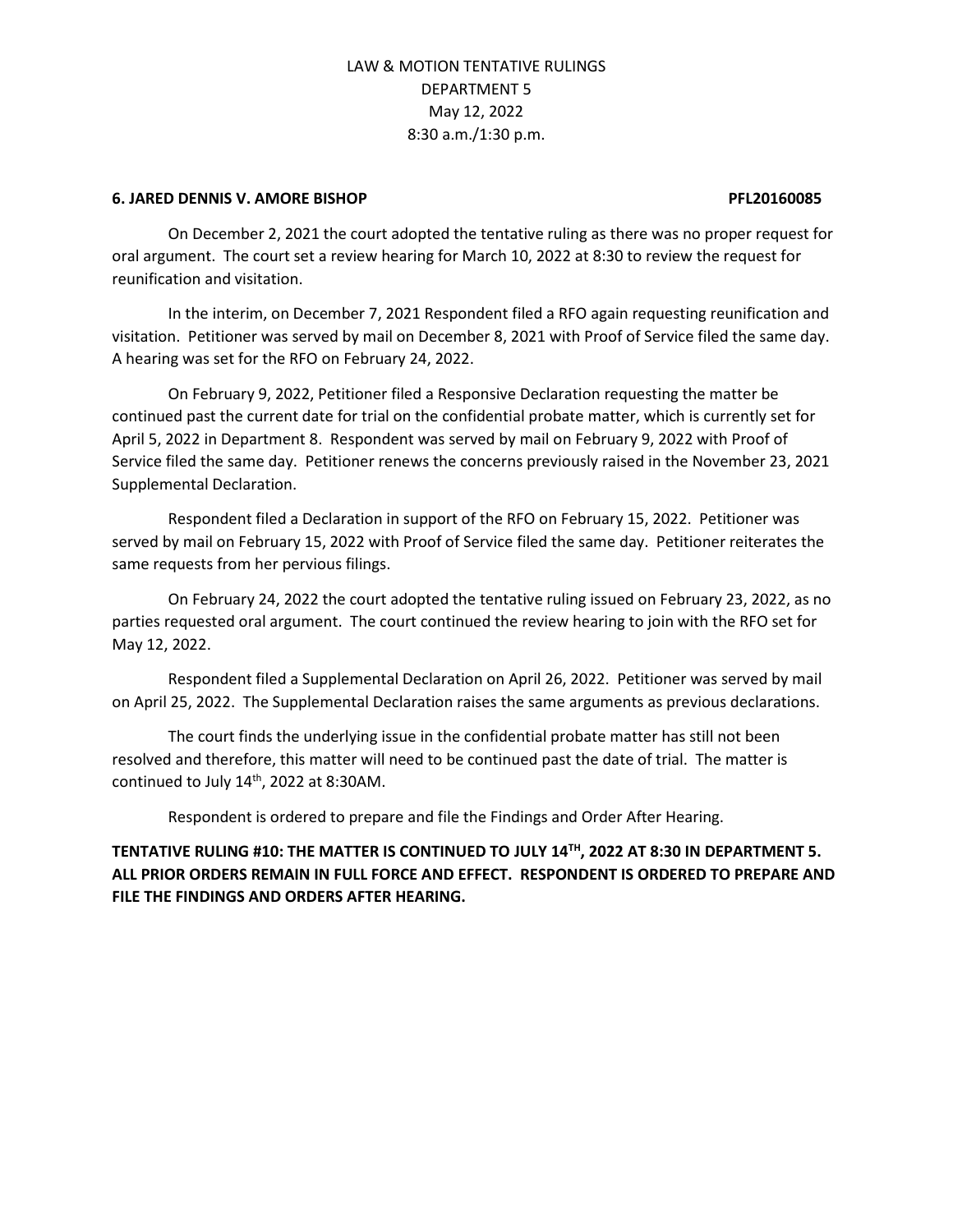LAW & MOTION TENTATIVE RULINGS
DEPARTMENT 5
May 12, 2022
8:30 a.m./1:30 p.m.

**6. JARED DENNIS V. AMORE BISHOP PFL20160085**

On December 2, 2021 the court adopted the tentative ruling as there was no proper request for oral argument. The court set a review hearing for March 10, 2022 at 8:30 to review the request for reunification and visitation.

In the interim, on December 7, 2021 Respondent filed a RFO again requesting reunification and visitation. Petitioner was served by mail on December 8, 2021 with Proof of Service filed the same day. A hearing was set for the RFO on February 24, 2022.

On February 9, 2022, Petitioner filed a Responsive Declaration requesting the matter be continued past the current date for trial on the confidential probate matter, which is currently set for April 5, 2022 in Department 8. Respondent was served by mail on February 9, 2022 with Proof of Service filed the same day. Petitioner renews the concerns previously raised in the November 23, 2021 Supplemental Declaration.

Respondent filed a Declaration in support of the RFO on February 15, 2022. Petitioner was served by mail on February 15, 2022 with Proof of Service filed the same day. Petitioner reiterates the same requests from her pervious filings.

On February 24, 2022 the court adopted the tentative ruling issued on February 23, 2022, as no parties requested oral argument. The court continued the review hearing to join with the RFO set for May 12, 2022.

Respondent filed a Supplemental Declaration on April 26, 2022. Petitioner was served by mail on April 25, 2022. The Supplemental Declaration raises the same arguments as previous declarations.

The court finds the underlying issue in the confidential probate matter has still not been resolved and therefore, this matter will need to be continued past the date of trial. The matter is continued to July 14th, 2022 at 8:30AM.

Respondent is ordered to prepare and file the Findings and Order After Hearing.

**TENTATIVE RULING #10: THE MATTER IS CONTINUED TO JULY 14TH, 2022 AT 8:30 IN DEPARTMENT 5. ALL PRIOR ORDERS REMAIN IN FULL FORCE AND EFFECT. RESPONDENT IS ORDERED TO PREPARE AND FILE THE FINDINGS AND ORDERS AFTER HEARING.**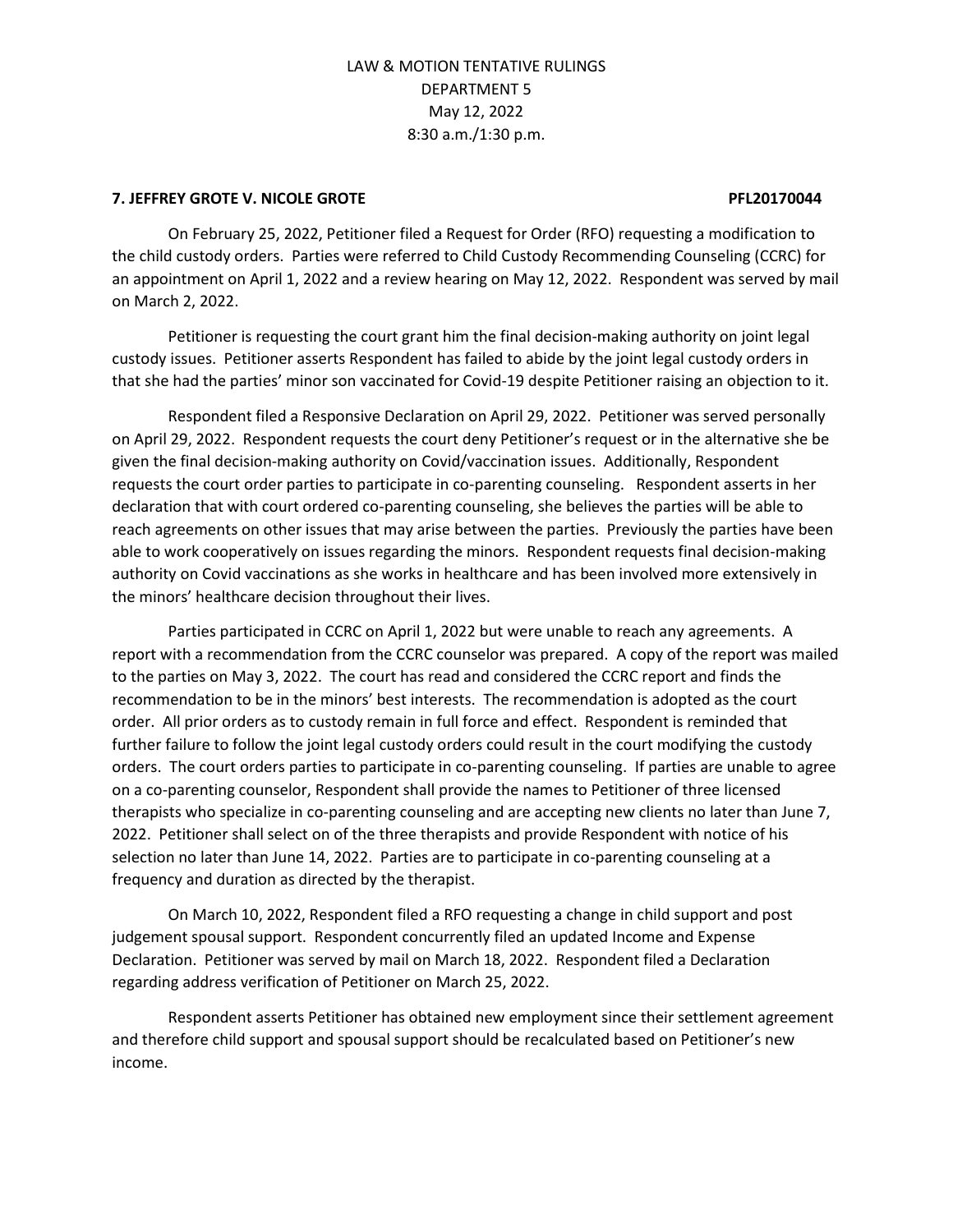LAW & MOTION TENTATIVE RULINGS
DEPARTMENT 5
May 12, 2022
8:30 a.m./1:30 p.m.

**7. JEFFREY GROTE V. NICOLE GROTE PFL20170044**

On February 25, 2022, Petitioner filed a Request for Order (RFO) requesting a modification to the child custody orders. Parties were referred to Child Custody Recommending Counseling (CCRC) for an appointment on April 1, 2022 and a review hearing on May 12, 2022. Respondent was served by mail on March 2, 2022.

Petitioner is requesting the court grant him the final decision-making authority on joint legal custody issues. Petitioner asserts Respondent has failed to abide by the joint legal custody orders in that she had the parties' minor son vaccinated for Covid-19 despite Petitioner raising an objection to it.

Respondent filed a Responsive Declaration on April 29, 2022. Petitioner was served personally on April 29, 2022. Respondent requests the court deny Petitioner's request or in the alternative she be given the final decision-making authority on Covid/vaccination issues. Additionally, Respondent requests the court order parties to participate in co-parenting counseling. Respondent asserts in her declaration that with court ordered co-parenting counseling, she believes the parties will be able to reach agreements on other issues that may arise between the parties. Previously the parties have been able to work cooperatively on issues regarding the minors. Respondent requests final decision-making authority on Covid vaccinations as she works in healthcare and has been involved more extensively in the minors' healthcare decision throughout their lives.

Parties participated in CCRC on April 1, 2022 but were unable to reach any agreements. A report with a recommendation from the CCRC counselor was prepared. A copy of the report was mailed to the parties on May 3, 2022. The court has read and considered the CCRC report and finds the recommendation to be in the minors' best interests. The recommendation is adopted as the court order. All prior orders as to custody remain in full force and effect. Respondent is reminded that further failure to follow the joint legal custody orders could result in the court modifying the custody orders. The court orders parties to participate in co-parenting counseling. If parties are unable to agree on a co-parenting counselor, Respondent shall provide the names to Petitioner of three licensed therapists who specialize in co-parenting counseling and are accepting new clients no later than June 7, 2022. Petitioner shall select on of the three therapists and provide Respondent with notice of his selection no later than June 14, 2022. Parties are to participate in co-parenting counseling at a frequency and duration as directed by the therapist.

On March 10, 2022, Respondent filed a RFO requesting a change in child support and post judgement spousal support. Respondent concurrently filed an updated Income and Expense Declaration. Petitioner was served by mail on March 18, 2022. Respondent filed a Declaration regarding address verification of Petitioner on March 25, 2022.

Respondent asserts Petitioner has obtained new employment since their settlement agreement and therefore child support and spousal support should be recalculated based on Petitioner's new income.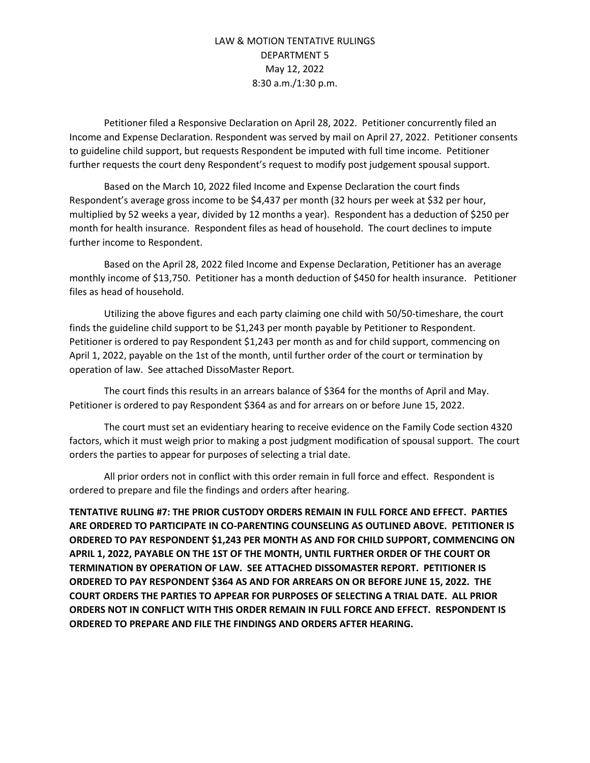LAW & MOTION TENTATIVE RULINGS
DEPARTMENT 5
May 12, 2022
8:30 a.m./1:30 p.m.

Petitioner filed a Responsive Declaration on April 28, 2022. Petitioner concurrently filed an Income and Expense Declaration. Respondent was served by mail on April 27, 2022. Petitioner consents to guideline child support, but requests Respondent be imputed with full time income. Petitioner further requests the court deny Respondent's request to modify post judgement spousal support.

Based on the March 10, 2022 filed Income and Expense Declaration the court finds Respondent's average gross income to be $4,437 per month (32 hours per week at $32 per hour, multiplied by 52 weeks a year, divided by 12 months a year). Respondent has a deduction of $250 per month for health insurance. Respondent files as head of household. The court declines to impute further income to Respondent.

Based on the April 28, 2022 filed Income and Expense Declaration, Petitioner has an average monthly income of $13,750. Petitioner has a month deduction of $450 for health insurance. Petitioner files as head of household.

Utilizing the above figures and each party claiming one child with 50/50-timeshare, the court finds the guideline child support to be $1,243 per month payable by Petitioner to Respondent. Petitioner is ordered to pay Respondent $1,243 per month as and for child support, commencing on April 1, 2022, payable on the 1st of the month, until further order of the court or termination by operation of law. See attached DissoMaster Report.

The court finds this results in an arrears balance of $364 for the months of April and May. Petitioner is ordered to pay Respondent $364 as and for arrears on or before June 15, 2022.

The court must set an evidentiary hearing to receive evidence on the Family Code section 4320 factors, which it must weigh prior to making a post judgment modification of spousal support. The court orders the parties to appear for purposes of selecting a trial date.

All prior orders not in conflict with this order remain in full force and effect. Respondent is ordered to prepare and file the findings and orders after hearing.

**TENTATIVE RULING #7: THE PRIOR CUSTODY ORDERS REMAIN IN FULL FORCE AND EFFECT. PARTIES ARE ORDERED TO PARTICIPATE IN CO-PARENTING COUNSELING AS OUTLINED ABOVE. PETITIONER IS ORDERED TO PAY RESPONDENT $1,243 PER MONTH AS AND FOR CHILD SUPPORT, COMMENCING ON APRIL 1, 2022, PAYABLE ON THE 1ST OF THE MONTH, UNTIL FURTHER ORDER OF THE COURT OR TERMINATION BY OPERATION OF LAW. SEE ATTACHED DISSOMASTER REPORT. PETITIONER IS ORDERED TO PAY RESPONDENT $364 AS AND FOR ARREARS ON OR BEFORE JUNE 15, 2022. THE COURT ORDERS THE PARTIES TO APPEAR FOR PURPOSES OF SELECTING A TRIAL DATE. ALL PRIOR ORDERS NOT IN CONFLICT WITH THIS ORDER REMAIN IN FULL FORCE AND EFFECT. RESPONDENT IS ORDERED TO PREPARE AND FILE THE FINDINGS AND ORDERS AFTER HEARING.**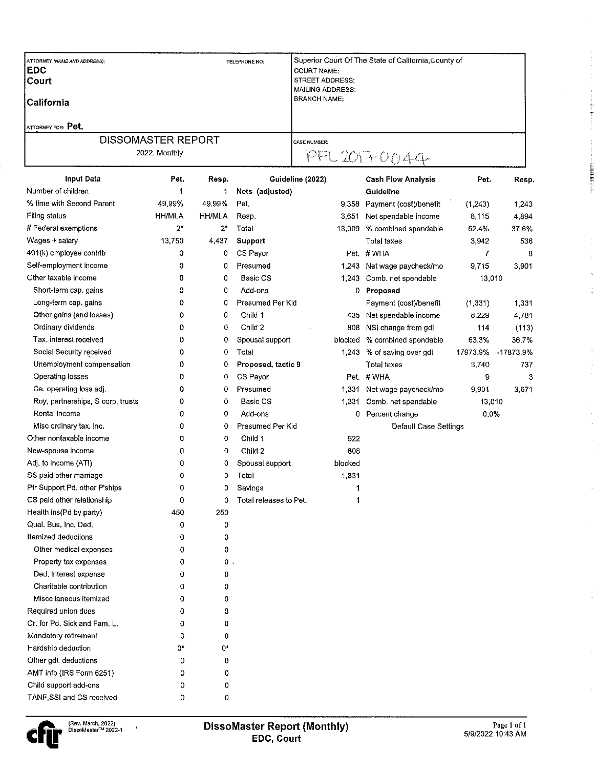| ATTORNEY (NAME AND ADDRESS): | TELEPHONE NO: | Superior Court Of The State of California,County of |
|---|---|---|
| **EDC** | | COURT NAME: |
| **Court** | | STREET ADDRESS: |
| | | MAILING ADDRESS: |
| **California** | | BRANCH NAME: |
| ATTORNEY FOR: **Pet.** | | |

| DISSOMASTER REPORT | CASE NUMBER: |
|---|---|
| 2022, Monthly | PFL 20170044 |

| Input Data | Pet. | Resp. |
|---|---|---|
| Number of children | 1 | 1 |
| % time with Second Parent | 49.99% | 49.99% |
| Filing status | HH/MLA | HH/MLA |
| # Federal exemptions | 2* | 2* |
| Wages + salary | 13,750 | 4,437 |
| 401(k) employee contrib | 0 | 0 |
| Self-employment income | 0 | 0 |
| Other taxable income | 0 | 0 |
| Short-term cap. gains | 0 | 0 |
| Long-term cap. gains | 0 | 0 |
| Other gains (and losses) | 0 | 0 |
| Ordinary dividends | 0 | 0 |
| Tax. interest received | 0 | 0 |
| Social Security received | 0 | 0 |
| Unemployment compensation | 0 | 0 |
| Operating losses | 0 | 0 |
| Ca. operating loss adj. | 0 | 0 |
| Roy, partnerships, S corp, trusts | 0 | 0 |
| Rental income | 0 | 0 |
| Misc ordinary tax. inc. | 0 | 0 |
| Other nontaxable income | 0 | 0 |
| New-spouse income | 0 | 0 |
| Adj. to income (ATI) | 0 | 0 |
| SS paid other marriage | 0 | 0 |
| Ptr Support Pd. other P'ships | 0 | 0 |
| CS paid other relationship | 0 | 0 |
| Health ins(Pd by party) | 450 | 250 |
| Qual. Bus. Inc. Ded. | 0 | 0 |
| Itemized deductions | 0 | 0 |
| Other medical expenses | 0 | 0 |
| Property tax expenses | 0 | 0 |
| Ded. interest expense | 0 | 0 |
| Charitable contribution | 0 | 0 |
| Miscellaneous itemized | 0 | 0 |
| Required union dues | 0 | 0 |
| Cr. for Pd. Sick and Fam. L. | 0 | 0 |
| Mandatory retirement | 0 | 0 |
| Hardship deduction | 0* | 0* |
| Other gdl. deductions | 0 | 0 |
| AMT info (IRS Form 6251) | 0 | 0 |
| Child support add-ons | 0 | 0 |
| TANF,SSI and CS received | 0 | 0 |

| Guideline (2022) | |
|---|---|
| **Nets (adjusted)** | |
| Pet. | 9,358 |
| Resp. | 3,651 |
| Total | 13,009 |
| **Support** | |
| CS Payor | Pet. |
| Presumed | 1,243 |
| Basic CS | 1,243 |
| Add-ons | 0 |
| Presumed Per Kid | |
| Child 1 | 435 |
| Child 2 | 808 |
| Spousal support | blocked |
| Total | 1,243 |
| **Proposed, tactic 9** | |
| CS Payor | Pet. |
| Presumed | 1,331 |
| Basic CS | 1,331 |
| Add-ons | 0 |
| Presumed Per Kid | |
| Child 1 | 522 |
| Child 2 | 808 |
| Spousal support | blocked |
| Total | 1,331 |
| Savings | 1 |
| Total releases to Pet. | 1 |

| Cash Flow Analysis | Pet. | Resp. |
|---|---|---|
| **Guideline** | | |
| Payment (cost)/benefit | (1,243) | 1,243 |
| Net spendable income | 8,115 | 4,894 |
| % combined spendable | 62.4% | 37.6% |
| Total taxes | 3,942 | 536 |
| # WHA | 7 | 8 |
| Net wage paycheck/mo | 9,715 | 3,901 |
| Comb. net spendable | 13,010 | |
| **Proposed** | | |
| Payment (cost)/benefit | (1,331) | 1,331 |
| Net spendable income | 8,229 | 4,781 |
| NSI change from gdl | 114 | (113) |
| % combined spendable | 63.3% | 36.7% |
| % of saving over gdl | 17973.9% | -17873.9% |
| Total taxes | 3,740 | 737 |
| # WHA | 9 | 3 |
| Net wage paycheck/mo | 9,901 | 3,671 |
| Comb. net spendable | 13,010 | |
| Percent change | 0.0% | |

Default Case Settings

(Rev. March, 2022) DissoMaster™ 2022-1

**DissoMaster Report (Monthly)**
**EDC, Court**

5/9/2022 10:43 AM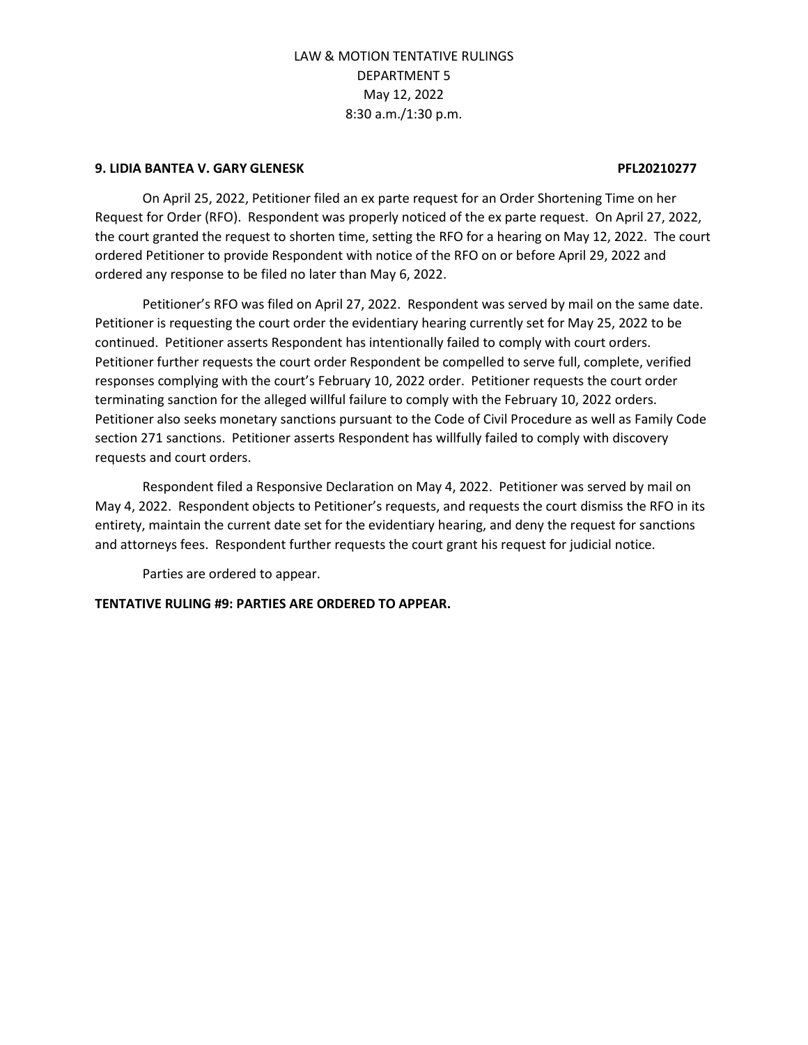LAW & MOTION TENTATIVE RULINGS
DEPARTMENT 5
May 12, 2022
8:30 a.m./1:30 p.m.

**9. LIDIA BANTEA V. GARY GLENESK PFL20210277**

On April 25, 2022, Petitioner filed an ex parte request for an Order Shortening Time on her Request for Order (RFO). Respondent was properly noticed of the ex parte request. On April 27, 2022, the court granted the request to shorten time, setting the RFO for a hearing on May 12, 2022. The court ordered Petitioner to provide Respondent with notice of the RFO on or before April 29, 2022 and ordered any response to be filed no later than May 6, 2022.

Petitioner's RFO was filed on April 27, 2022. Respondent was served by mail on the same date. Petitioner is requesting the court order the evidentiary hearing currently set for May 25, 2022 to be continued. Petitioner asserts Respondent has intentionally failed to comply with court orders. Petitioner further requests the court order Respondent be compelled to serve full, complete, verified responses complying with the court's February 10, 2022 order. Petitioner requests the court order terminating sanction for the alleged willful failure to comply with the February 10, 2022 orders. Petitioner also seeks monetary sanctions pursuant to the Code of Civil Procedure as well as Family Code section 271 sanctions. Petitioner asserts Respondent has willfully failed to comply with discovery requests and court orders.

Respondent filed a Responsive Declaration on May 4, 2022. Petitioner was served by mail on May 4, 2022. Respondent objects to Petitioner's requests, and requests the court dismiss the RFO in its entirety, maintain the current date set for the evidentiary hearing, and deny the request for sanctions and attorneys fees. Respondent further requests the court grant his request for judicial notice.

Parties are ordered to appear.

**TENTATIVE RULING #9: PARTIES ARE ORDERED TO APPEAR.**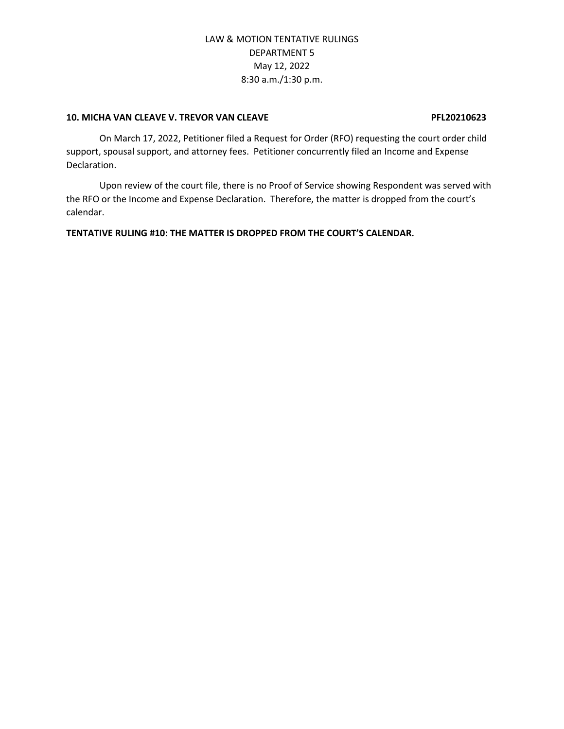### 10. MICHA VAN CLEAVE V. TREVOR VAN CLEAVE PFL20210623

On March 17, 2022, Petitioner filed a Request for Order (RFO) requesting the court order child support, spousal support, and attorney fees. Petitioner concurrently filed an Income and Expense Declaration.

Upon review of the court file, there is no Proof of Service showing Respondent was served with the RFO or the Income and Expense Declaration. Therefore, the matter is dropped from the court's calendar.

**TENTATIVE RULING #10: THE MATTER IS DROPPED FROM THE COURT'S CALENDAR.**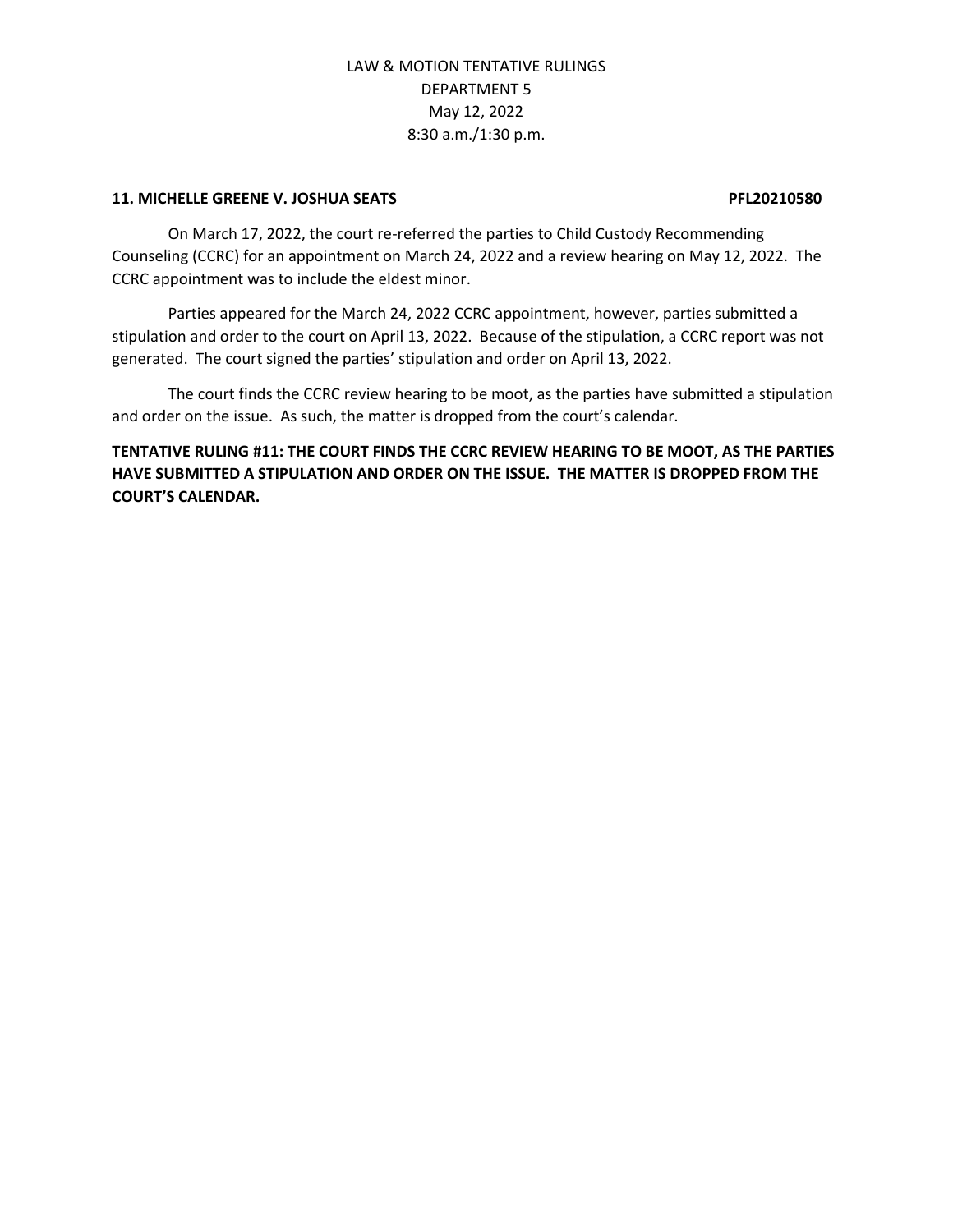LAW & MOTION TENTATIVE RULINGS
DEPARTMENT 5
May 12, 2022
8:30 a.m./1:30 p.m.

**11. MICHELLE GREENE V. JOSHUA SEATS PFL20210580**

On March 17, 2022, the court re-referred the parties to Child Custody Recommending Counseling (CCRC) for an appointment on March 24, 2022 and a review hearing on May 12, 2022. The CCRC appointment was to include the eldest minor.

Parties appeared for the March 24, 2022 CCRC appointment, however, parties submitted a stipulation and order to the court on April 13, 2022. Because of the stipulation, a CCRC report was not generated. The court signed the parties' stipulation and order on April 13, 2022.

The court finds the CCRC review hearing to be moot, as the parties have submitted a stipulation and order on the issue. As such, the matter is dropped from the court's calendar.

**TENTATIVE RULING #11: THE COURT FINDS THE CCRC REVIEW HEARING TO BE MOOT, AS THE PARTIES HAVE SUBMITTED A STIPULATION AND ORDER ON THE ISSUE. THE MATTER IS DROPPED FROM THE COURT'S CALENDAR.**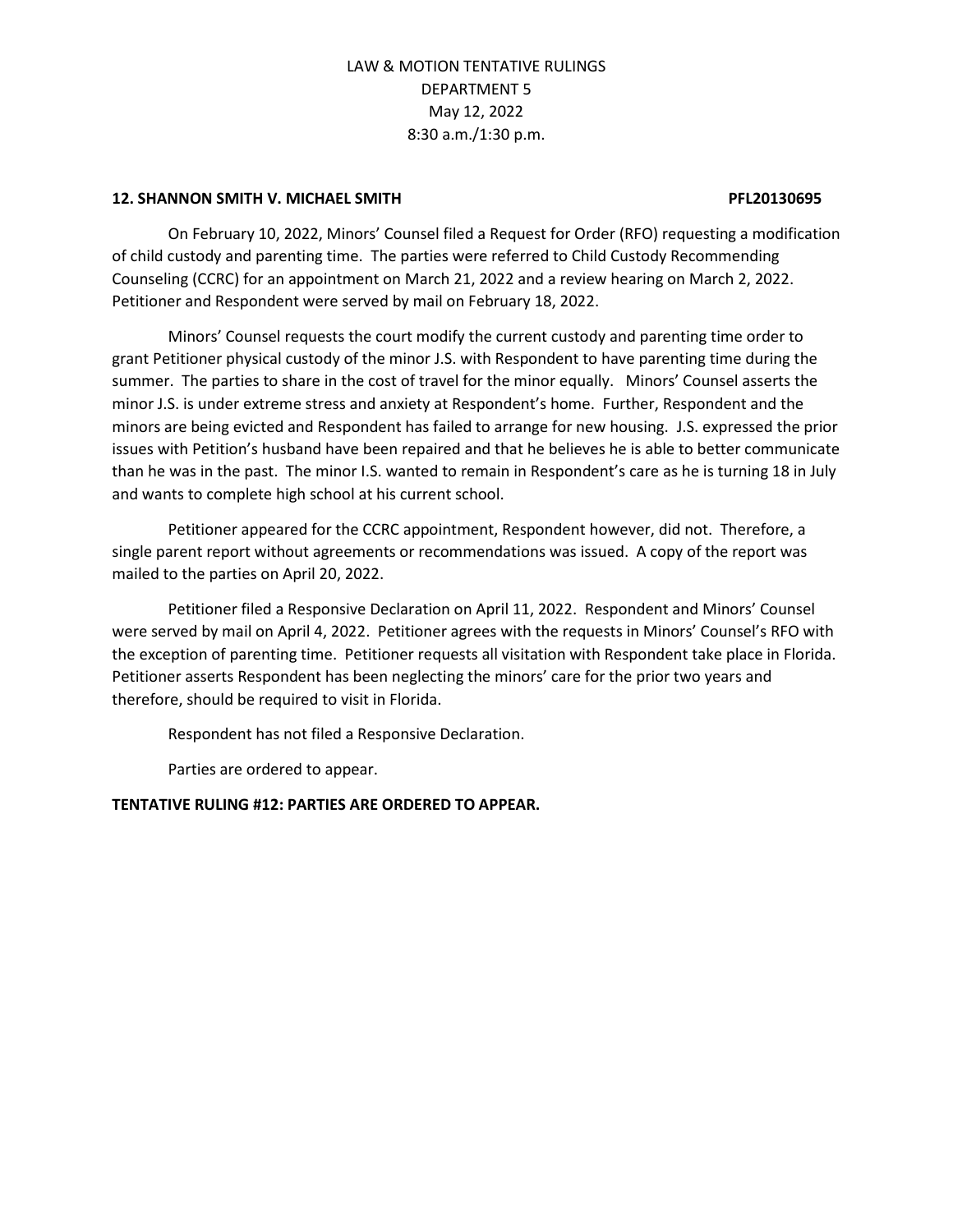**12. SHANNON SMITH V. MICHAEL SMITH PFL20130695**

On February 10, 2022, Minors' Counsel filed a Request for Order (RFO) requesting a modification of child custody and parenting time. The parties were referred to Child Custody Recommending Counseling (CCRC) for an appointment on March 21, 2022 and a review hearing on March 2, 2022. Petitioner and Respondent were served by mail on February 18, 2022.

Minors' Counsel requests the court modify the current custody and parenting time order to grant Petitioner physical custody of the minor J.S. with Respondent to have parenting time during the summer. The parties to share in the cost of travel for the minor equally. Minors' Counsel asserts the minor J.S. is under extreme stress and anxiety at Respondent's home. Further, Respondent and the minors are being evicted and Respondent has failed to arrange for new housing. J.S. expressed the prior issues with Petition's husband have been repaired and that he believes he is able to better communicate than he was in the past. The minor I.S. wanted to remain in Respondent's care as he is turning 18 in July and wants to complete high school at his current school.

Petitioner appeared for the CCRC appointment, Respondent however, did not. Therefore, a single parent report without agreements or recommendations was issued. A copy of the report was mailed to the parties on April 20, 2022.

Petitioner filed a Responsive Declaration on April 11, 2022. Respondent and Minors' Counsel were served by mail on April 4, 2022. Petitioner agrees with the requests in Minors' Counsel's RFO with the exception of parenting time. Petitioner requests all visitation with Respondent take place in Florida. Petitioner asserts Respondent has been neglecting the minors' care for the prior two years and therefore, should be required to visit in Florida.

Respondent has not filed a Responsive Declaration.

Parties are ordered to appear.

**TENTATIVE RULING #12: PARTIES ARE ORDERED TO APPEAR.**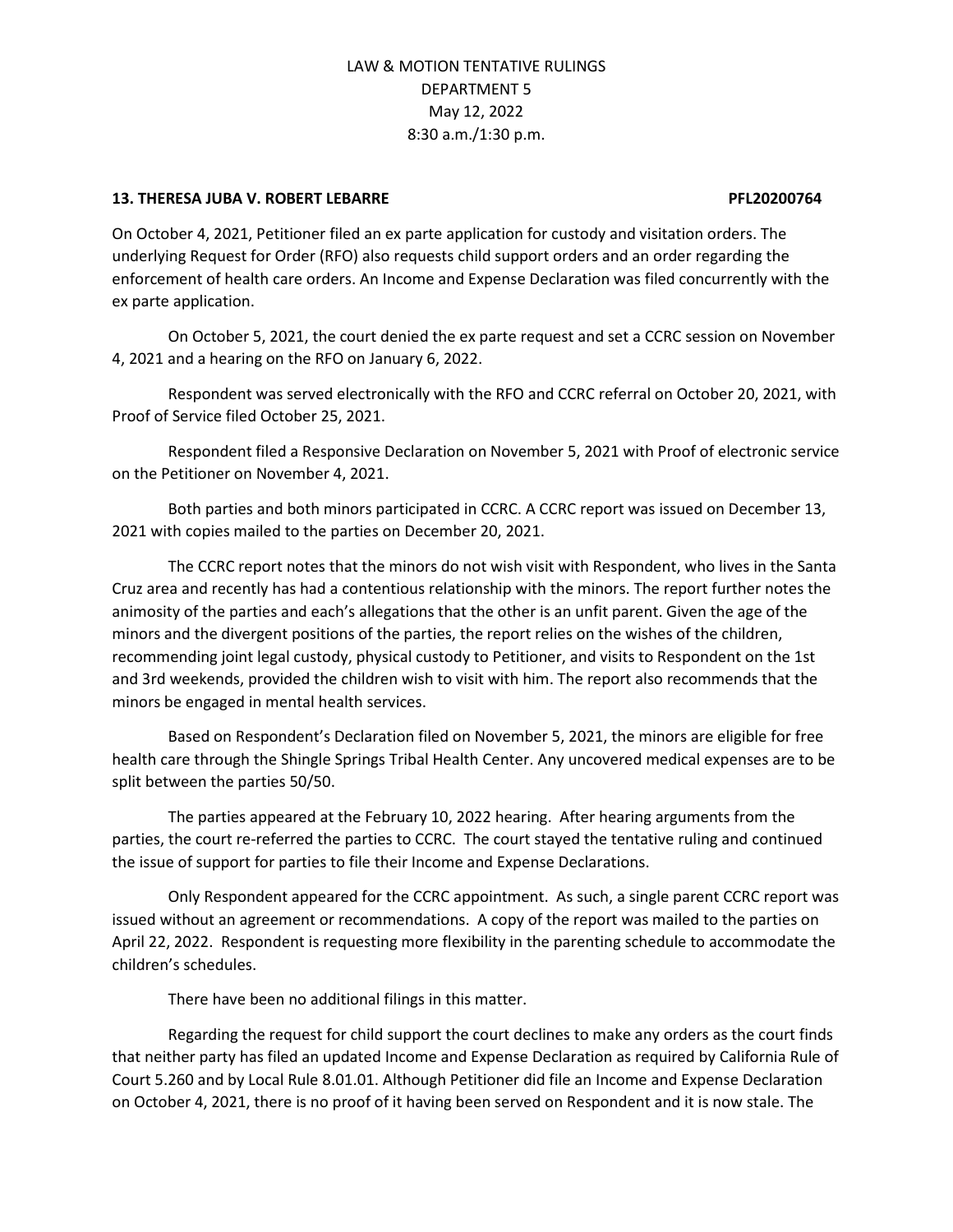**13. THERESA JUBA V. ROBERT LEBARRE PFL20200764**

On October 4, 2021, Petitioner filed an ex parte application for custody and visitation orders. The underlying Request for Order (RFO) also requests child support orders and an order regarding the enforcement of health care orders. An Income and Expense Declaration was filed concurrently with the ex parte application.

On October 5, 2021, the court denied the ex parte request and set a CCRC session on November 4, 2021 and a hearing on the RFO on January 6, 2022.

Respondent was served electronically with the RFO and CCRC referral on October 20, 2021, with Proof of Service filed October 25, 2021.

Respondent filed a Responsive Declaration on November 5, 2021 with Proof of electronic service on the Petitioner on November 4, 2021.

Both parties and both minors participated in CCRC. A CCRC report was issued on December 13, 2021 with copies mailed to the parties on December 20, 2021.

The CCRC report notes that the minors do not wish visit with Respondent, who lives in the Santa Cruz area and recently has had a contentious relationship with the minors. The report further notes the animosity of the parties and each's allegations that the other is an unfit parent. Given the age of the minors and the divergent positions of the parties, the report relies on the wishes of the children, recommending joint legal custody, physical custody to Petitioner, and visits to Respondent on the 1st and 3rd weekends, provided the children wish to visit with him. The report also recommends that the minors be engaged in mental health services.

Based on Respondent's Declaration filed on November 5, 2021, the minors are eligible for free health care through the Shingle Springs Tribal Health Center. Any uncovered medical expenses are to be split between the parties 50/50.

The parties appeared at the February 10, 2022 hearing. After hearing arguments from the parties, the court re-referred the parties to CCRC. The court stayed the tentative ruling and continued the issue of support for parties to file their Income and Expense Declarations.

Only Respondent appeared for the CCRC appointment. As such, a single parent CCRC report was issued without an agreement or recommendations. A copy of the report was mailed to the parties on April 22, 2022. Respondent is requesting more flexibility in the parenting schedule to accommodate the children's schedules.

There have been no additional filings in this matter.

Regarding the request for child support the court declines to make any orders as the court finds that neither party has filed an updated Income and Expense Declaration as required by California Rule of Court 5.260 and by Local Rule 8.01.01. Although Petitioner did file an Income and Expense Declaration on October 4, 2021, there is no proof of it having been served on Respondent and it is now stale. The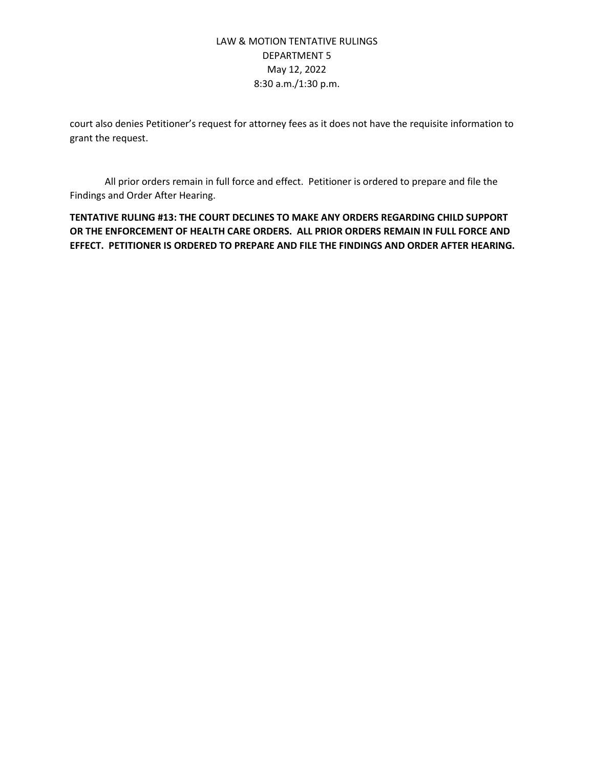court also denies Petitioner's request for attorney fees as it does not have the requisite information to grant the request.

All prior orders remain in full force and effect. Petitioner is ordered to prepare and file the Findings and Order After Hearing.

**TENTATIVE RULING #13: THE COURT DECLINES TO MAKE ANY ORDERS REGARDING CHILD SUPPORT OR THE ENFORCEMENT OF HEALTH CARE ORDERS. ALL PRIOR ORDERS REMAIN IN FULL FORCE AND EFFECT. PETITIONER IS ORDERED TO PREPARE AND FILE THE FINDINGS AND ORDER AFTER HEARING.**